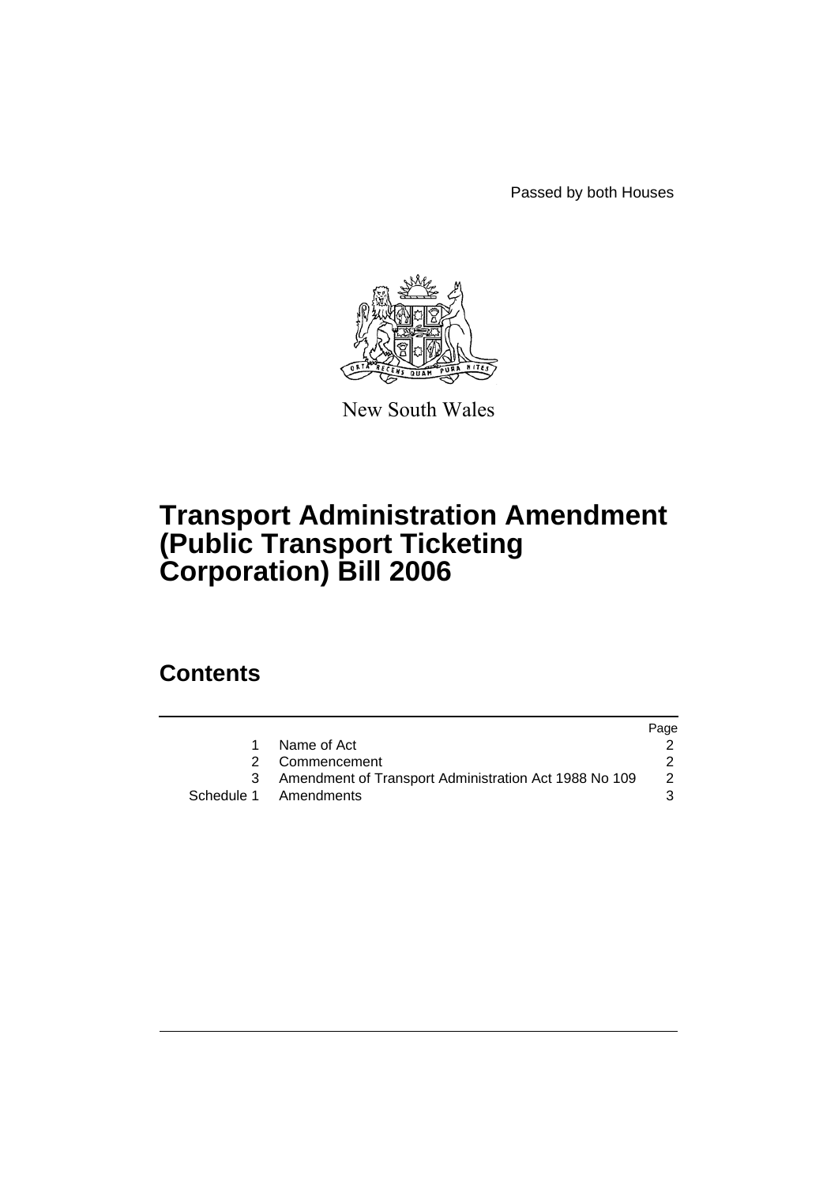Passed by both Houses

New South Wales

# Transport Administration Amendment (Public Transport Ticketing Corporation) Bill 2006

## Contents

| | | Page |
|---|---|---|
| 1 | Name of Act | 2 |
| 2 | Commencement | 2 |
| 3 | Amendment of Transport Administration Act 1988 No 109 | 2 |
| Schedule 1 | Amendments | 3 |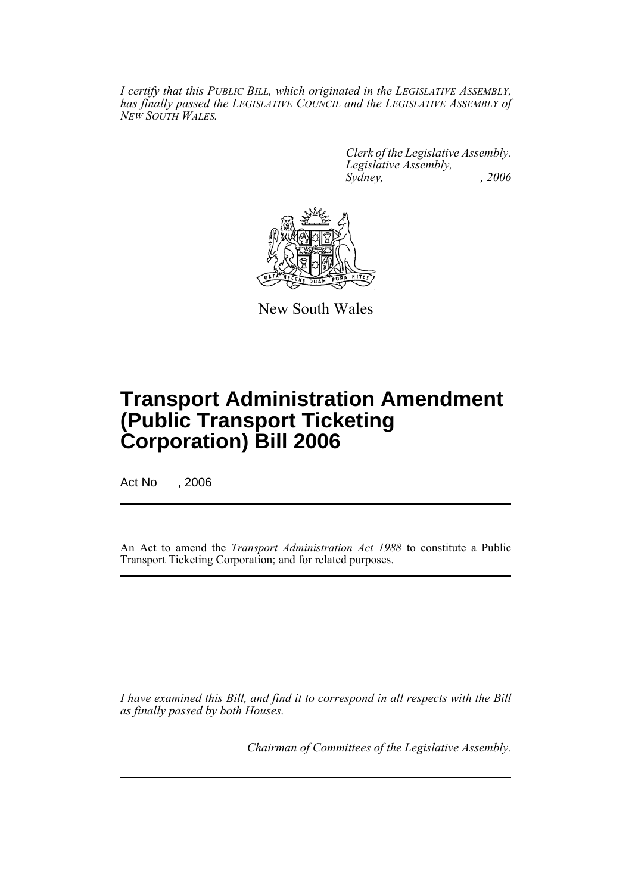*I certify that this PUBLIC BILL, which originated in the LEGISLATIVE ASSEMBLY, has finally passed the LEGISLATIVE COUNCIL and the LEGISLATIVE ASSEMBLY of NEW SOUTH WALES.*

*Clerk of the Legislative Assembly.*
*Legislative Assembly,*
*Sydney, , 2006*

New South Wales

# Transport Administration Amendment (Public Transport Ticketing Corporation) Bill 2006

Act No , 2006

An Act to amend the *Transport Administration Act 1988* to constitute a Public Transport Ticketing Corporation; and for related purposes.

*I have examined this Bill, and find it to correspond in all respects with the Bill as finally passed by both Houses.*

*Chairman of Committees of the Legislative Assembly.*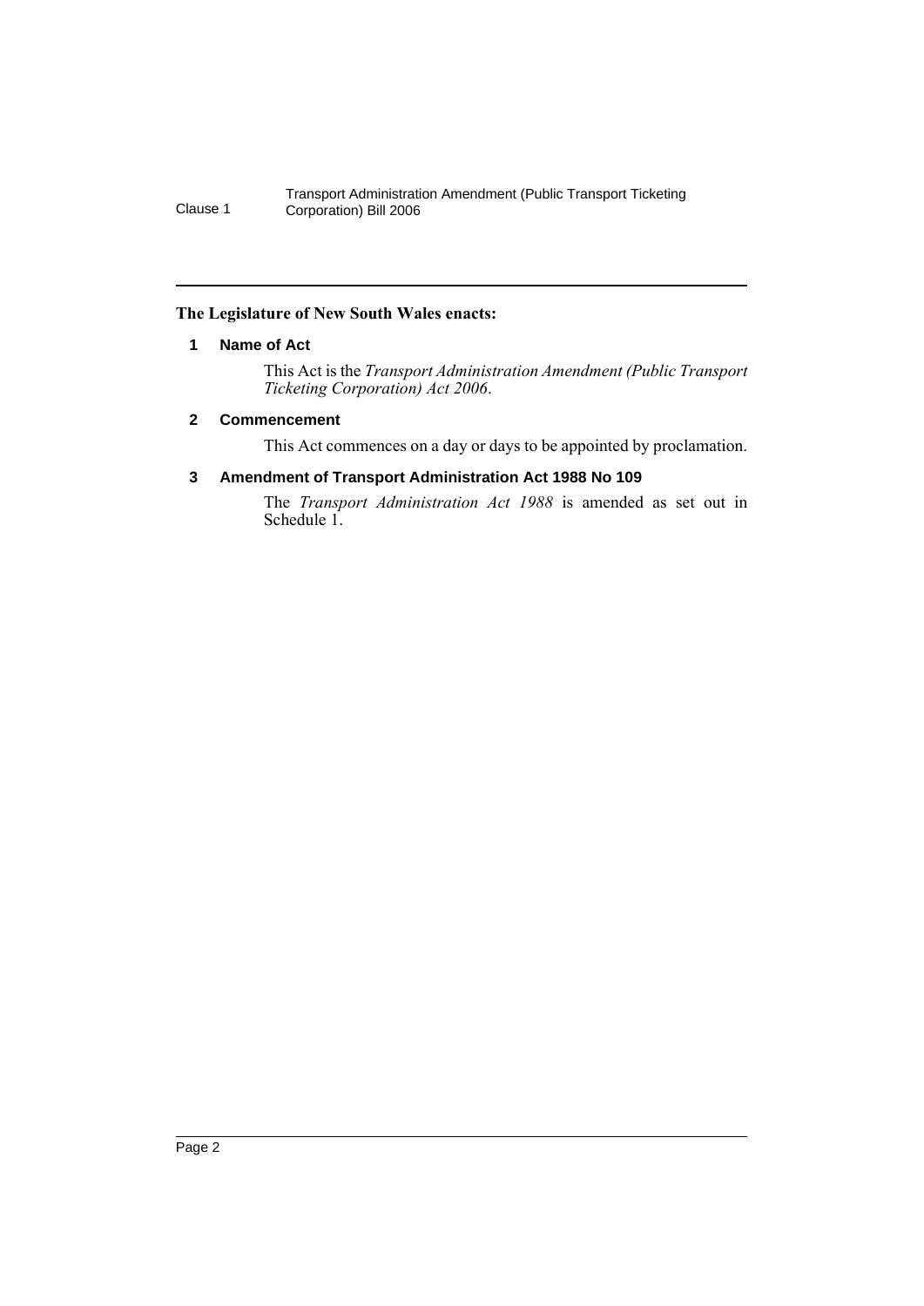**The Legislature of New South Wales enacts:**

## 1 Name of Act

This Act is the *Transport Administration Amendment (Public Transport Ticketing Corporation) Act 2006*.

## 2 Commencement

This Act commences on a day or days to be appointed by proclamation.

## 3 Amendment of Transport Administration Act 1988 No 109

The *Transport Administration Act 1988* is amended as set out in Schedule 1.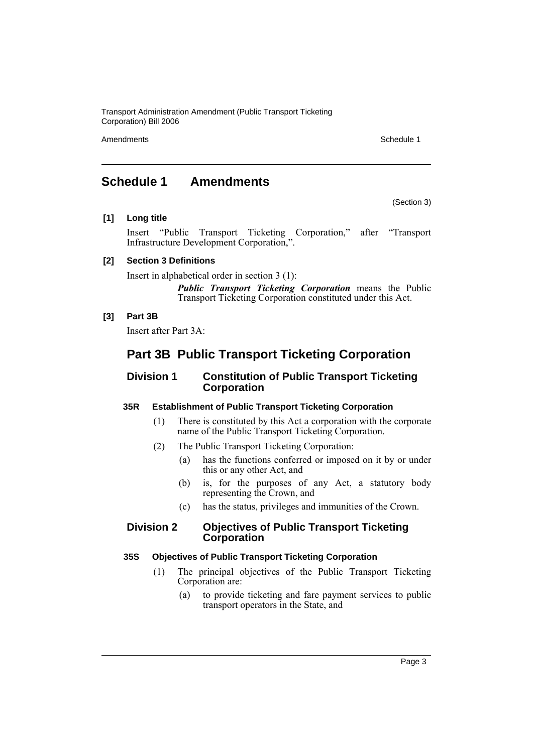# Schedule 1 Amendments

(Section 3)

**[1] Long title**

Insert "Public Transport Ticketing Corporation," after "Transport Infrastructure Development Corporation,".

**[2] Section 3 Definitions**

Insert in alphabetical order in section 3 (1):

> ***Public Transport Ticketing Corporation*** means the Public Transport Ticketing Corporation constituted under this Act.

**[3] Part 3B**

Insert after Part 3A:

## Part 3B Public Transport Ticketing Corporation

### Division 1 Constitution of Public Transport Ticketing Corporation

**35R Establishment of Public Transport Ticketing Corporation**

(1) There is constituted by this Act a corporation with the corporate name of the Public Transport Ticketing Corporation.

(2) The Public Transport Ticketing Corporation:

(a) has the functions conferred or imposed on it by or under this or any other Act, and

(b) is, for the purposes of any Act, a statutory body representing the Crown, and

(c) has the status, privileges and immunities of the Crown.

### Division 2 Objectives of Public Transport Ticketing Corporation

**35S Objectives of Public Transport Ticketing Corporation**

(1) The principal objectives of the Public Transport Ticketing Corporation are:

(a) to provide ticketing and fare payment services to public transport operators in the State, and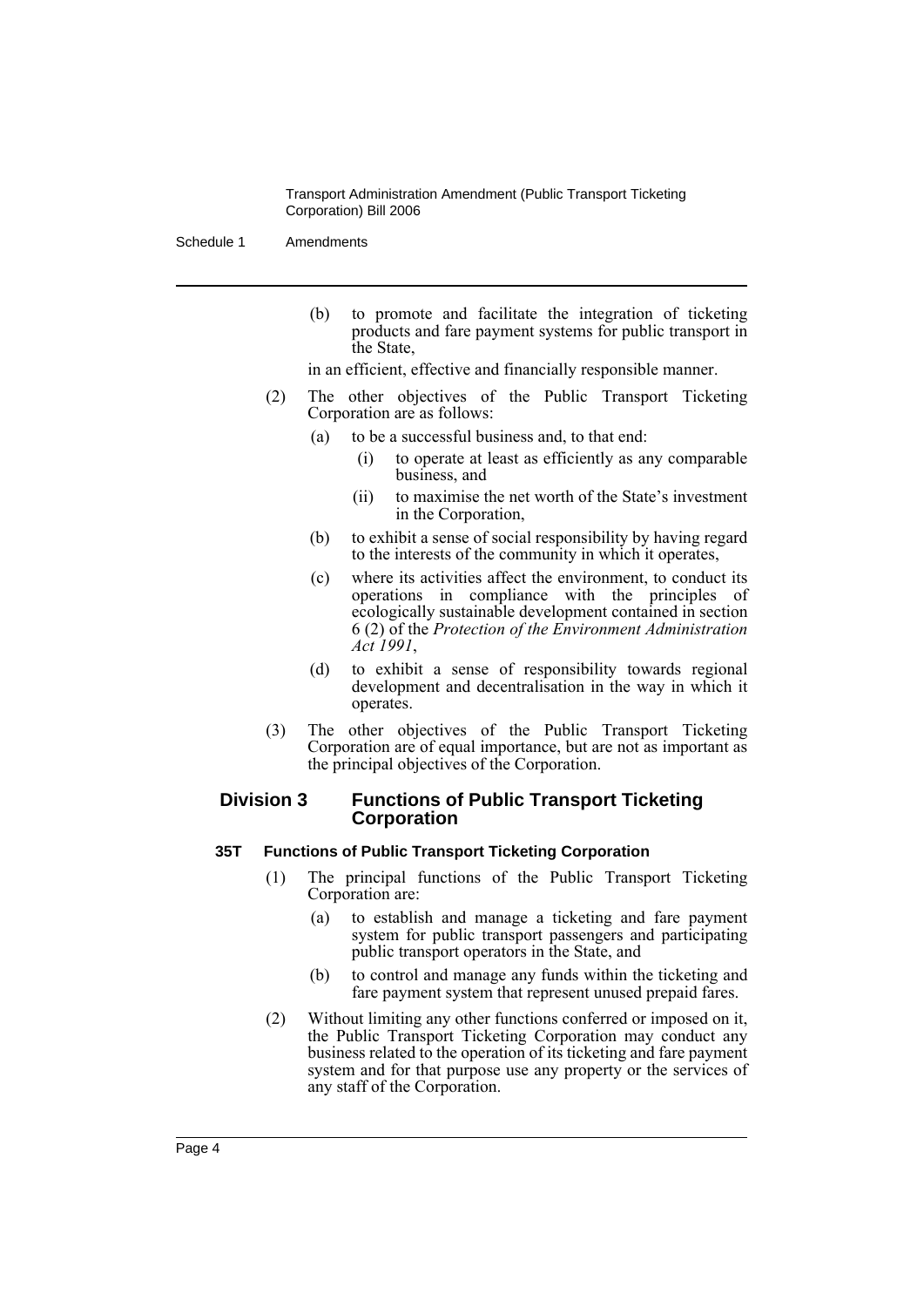(b) to promote and facilitate the integration of ticketing products and fare payment systems for public transport in the State,

in an efficient, effective and financially responsible manner.

(2) The other objectives of the Public Transport Ticketing Corporation are as follows:

(a) to be a successful business and, to that end:

(i) to operate at least as efficiently as any comparable business, and

(ii) to maximise the net worth of the State's investment in the Corporation,

(b) to exhibit a sense of social responsibility by having regard to the interests of the community in which it operates,

(c) where its activities affect the environment, to conduct its operations in compliance with the principles of ecologically sustainable development contained in section 6 (2) of the *Protection of the Environment Administration Act 1991*,

(d) to exhibit a sense of responsibility towards regional development and decentralisation in the way in which it operates.

(3) The other objectives of the Public Transport Ticketing Corporation are of equal importance, but are not as important as the principal objectives of the Corporation.

## Division 3 Functions of Public Transport Ticketing Corporation

### 35T Functions of Public Transport Ticketing Corporation

(1) The principal functions of the Public Transport Ticketing Corporation are:

(a) to establish and manage a ticketing and fare payment system for public transport passengers and participating public transport operators in the State, and

(b) to control and manage any funds within the ticketing and fare payment system that represent unused prepaid fares.

(2) Without limiting any other functions conferred or imposed on it, the Public Transport Ticketing Corporation may conduct any business related to the operation of its ticketing and fare payment system and for that purpose use any property or the services of any staff of the Corporation.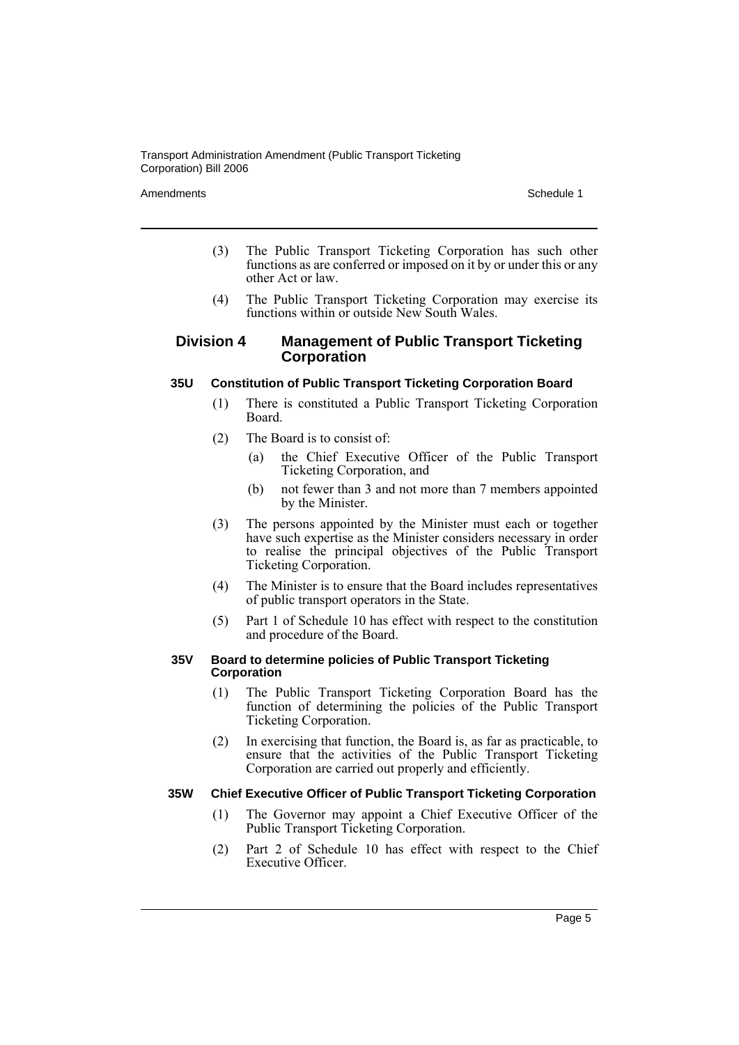(3) The Public Transport Ticketing Corporation has such other functions as are conferred or imposed on it by or under this or any other Act or law.

(4) The Public Transport Ticketing Corporation may exercise its functions within or outside New South Wales.

## Division 4 Management of Public Transport Ticketing Corporation

### 35U Constitution of Public Transport Ticketing Corporation Board

(1) There is constituted a Public Transport Ticketing Corporation Board.

(2) The Board is to consist of:

- (a) the Chief Executive Officer of the Public Transport Ticketing Corporation, and
- (b) not fewer than 3 and not more than 7 members appointed by the Minister.

(3) The persons appointed by the Minister must each or together have such expertise as the Minister considers necessary in order to realise the principal objectives of the Public Transport Ticketing Corporation.

(4) The Minister is to ensure that the Board includes representatives of public transport operators in the State.

(5) Part 1 of Schedule 10 has effect with respect to the constitution and procedure of the Board.

### 35V Board to determine policies of Public Transport Ticketing Corporation

(1) The Public Transport Ticketing Corporation Board has the function of determining the policies of the Public Transport Ticketing Corporation.

(2) In exercising that function, the Board is, as far as practicable, to ensure that the activities of the Public Transport Ticketing Corporation are carried out properly and efficiently.

### 35W Chief Executive Officer of Public Transport Ticketing Corporation

(1) The Governor may appoint a Chief Executive Officer of the Public Transport Ticketing Corporation.

(2) Part 2 of Schedule 10 has effect with respect to the Chief Executive Officer.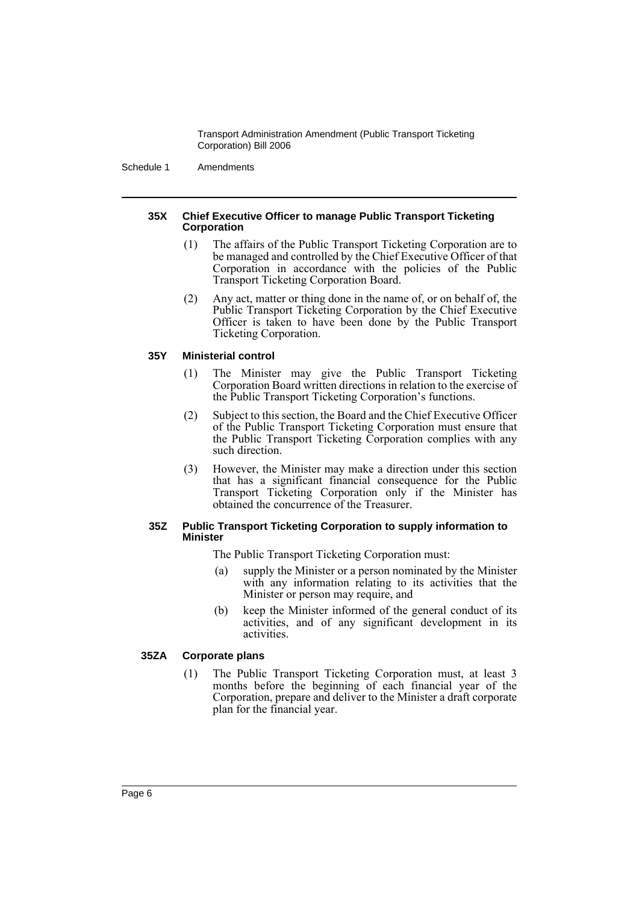#### 35X Chief Executive Officer to manage Public Transport Ticketing Corporation

(1) The affairs of the Public Transport Ticketing Corporation are to be managed and controlled by the Chief Executive Officer of that Corporation in accordance with the policies of the Public Transport Ticketing Corporation Board.

(2) Any act, matter or thing done in the name of, or on behalf of, the Public Transport Ticketing Corporation by the Chief Executive Officer is taken to have been done by the Public Transport Ticketing Corporation.

#### 35Y Ministerial control

(1) The Minister may give the Public Transport Ticketing Corporation Board written directions in relation to the exercise of the Public Transport Ticketing Corporation's functions.

(2) Subject to this section, the Board and the Chief Executive Officer of the Public Transport Ticketing Corporation must ensure that the Public Transport Ticketing Corporation complies with any such direction.

(3) However, the Minister may make a direction under this section that has a significant financial consequence for the Public Transport Ticketing Corporation only if the Minister has obtained the concurrence of the Treasurer.

#### 35Z Public Transport Ticketing Corporation to supply information to Minister

The Public Transport Ticketing Corporation must:

(a) supply the Minister or a person nominated by the Minister with any information relating to its activities that the Minister or person may require, and

(b) keep the Minister informed of the general conduct of its activities, and of any significant development in its activities.

#### 35ZA Corporate plans

(1) The Public Transport Ticketing Corporation must, at least 3 months before the beginning of each financial year of the Corporation, prepare and deliver to the Minister a draft corporate plan for the financial year.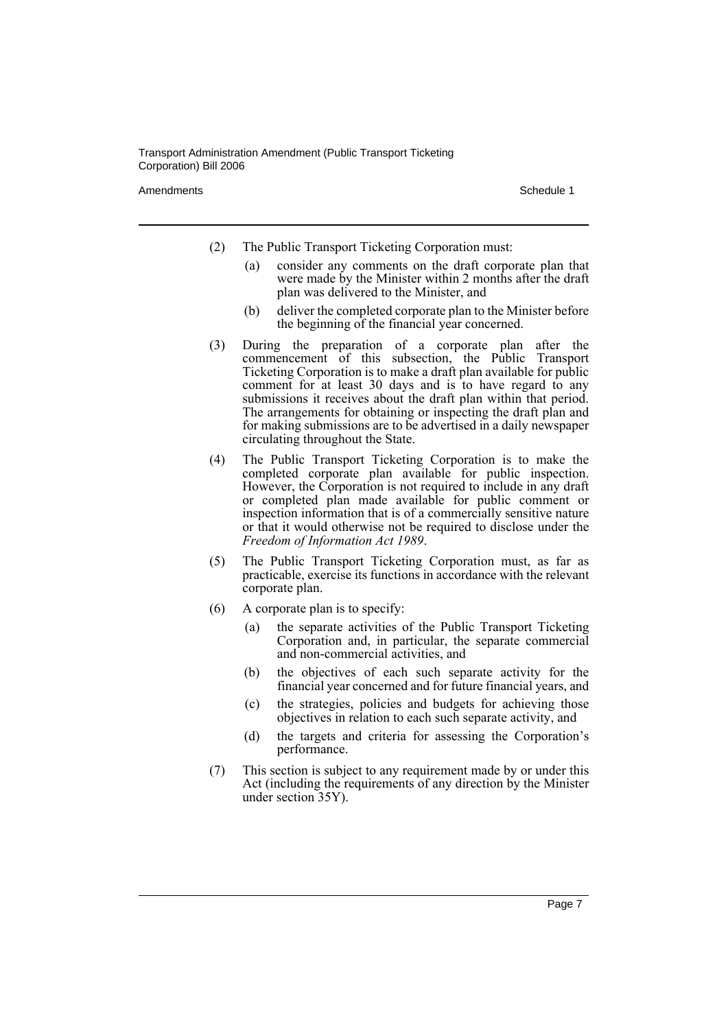(2) The Public Transport Ticketing Corporation must:

- (a) consider any comments on the draft corporate plan that were made by the Minister within 2 months after the draft plan was delivered to the Minister, and
- (b) deliver the completed corporate plan to the Minister before the beginning of the financial year concerned.

(3) During the preparation of a corporate plan after the commencement of this subsection, the Public Transport Ticketing Corporation is to make a draft plan available for public comment for at least 30 days and is to have regard to any submissions it receives about the draft plan within that period. The arrangements for obtaining or inspecting the draft plan and for making submissions are to be advertised in a daily newspaper circulating throughout the State.

(4) The Public Transport Ticketing Corporation is to make the completed corporate plan available for public inspection. However, the Corporation is not required to include in any draft or completed plan made available for public comment or inspection information that is of a commercially sensitive nature or that it would otherwise not be required to disclose under the *Freedom of Information Act 1989*.

(5) The Public Transport Ticketing Corporation must, as far as practicable, exercise its functions in accordance with the relevant corporate plan.

(6) A corporate plan is to specify:

- (a) the separate activities of the Public Transport Ticketing Corporation and, in particular, the separate commercial and non-commercial activities, and
- (b) the objectives of each such separate activity for the financial year concerned and for future financial years, and
- (c) the strategies, policies and budgets for achieving those objectives in relation to each such separate activity, and
- (d) the targets and criteria for assessing the Corporation's performance.

(7) This section is subject to any requirement made by or under this Act (including the requirements of any direction by the Minister under section 35Y).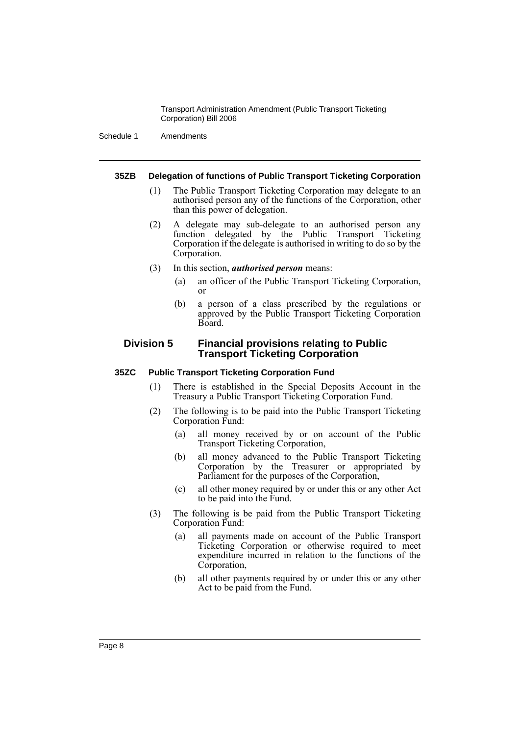#### 35ZB Delegation of functions of Public Transport Ticketing Corporation

(1) The Public Transport Ticketing Corporation may delegate to an authorised person any of the functions of the Corporation, other than this power of delegation.

(2) A delegate may sub-delegate to an authorised person any function delegated by the Public Transport Ticketing Corporation if the delegate is authorised in writing to do so by the Corporation.

(3) In this section, ***authorised person*** means:

- (a) an officer of the Public Transport Ticketing Corporation, or
- (b) a person of a class prescribed by the regulations or approved by the Public Transport Ticketing Corporation Board.

### Division 5 Financial provisions relating to Public Transport Ticketing Corporation

#### 35ZC Public Transport Ticketing Corporation Fund

(1) There is established in the Special Deposits Account in the Treasury a Public Transport Ticketing Corporation Fund.

(2) The following is to be paid into the Public Transport Ticketing Corporation Fund:

- (a) all money received by or on account of the Public Transport Ticketing Corporation,
- (b) all money advanced to the Public Transport Ticketing Corporation by the Treasurer or appropriated by Parliament for the purposes of the Corporation,
- (c) all other money required by or under this or any other Act to be paid into the Fund.

(3) The following is be paid from the Public Transport Ticketing Corporation Fund:

- (a) all payments made on account of the Public Transport Ticketing Corporation or otherwise required to meet expenditure incurred in relation to the functions of the Corporation,
- (b) all other payments required by or under this or any other Act to be paid from the Fund.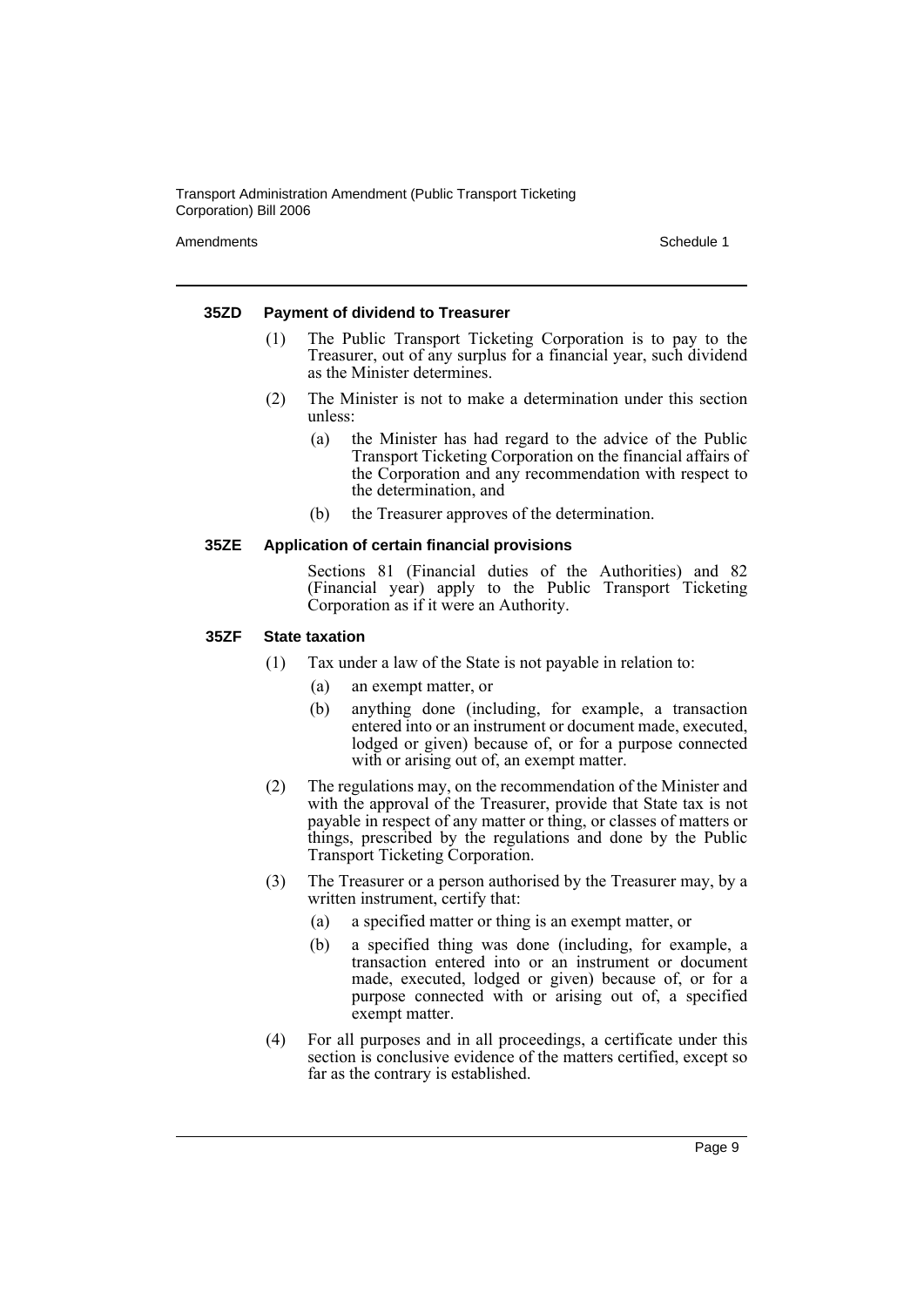#### 35ZD Payment of dividend to Treasurer

(1) The Public Transport Ticketing Corporation is to pay to the Treasurer, out of any surplus for a financial year, such dividend as the Minister determines.

(2) The Minister is not to make a determination under this section unless:

(a) the Minister has had regard to the advice of the Public Transport Ticketing Corporation on the financial affairs of the Corporation and any recommendation with respect to the determination, and

(b) the Treasurer approves of the determination.

#### 35ZE Application of certain financial provisions

Sections 81 (Financial duties of the Authorities) and 82 (Financial year) apply to the Public Transport Ticketing Corporation as if it were an Authority.

#### 35ZF State taxation

(1) Tax under a law of the State is not payable in relation to:

(a) an exempt matter, or

(b) anything done (including, for example, a transaction entered into or an instrument or document made, executed, lodged or given) because of, or for a purpose connected with or arising out of, an exempt matter.

(2) The regulations may, on the recommendation of the Minister and with the approval of the Treasurer, provide that State tax is not payable in respect of any matter or thing, or classes of matters or things, prescribed by the regulations and done by the Public Transport Ticketing Corporation.

(3) The Treasurer or a person authorised by the Treasurer may, by a written instrument, certify that:

(a) a specified matter or thing is an exempt matter, or

(b) a specified thing was done (including, for example, a transaction entered into or an instrument or document made, executed, lodged or given) because of, or for a purpose connected with or arising out of, a specified exempt matter.

(4) For all purposes and in all proceedings, a certificate under this section is conclusive evidence of the matters certified, except so far as the contrary is established.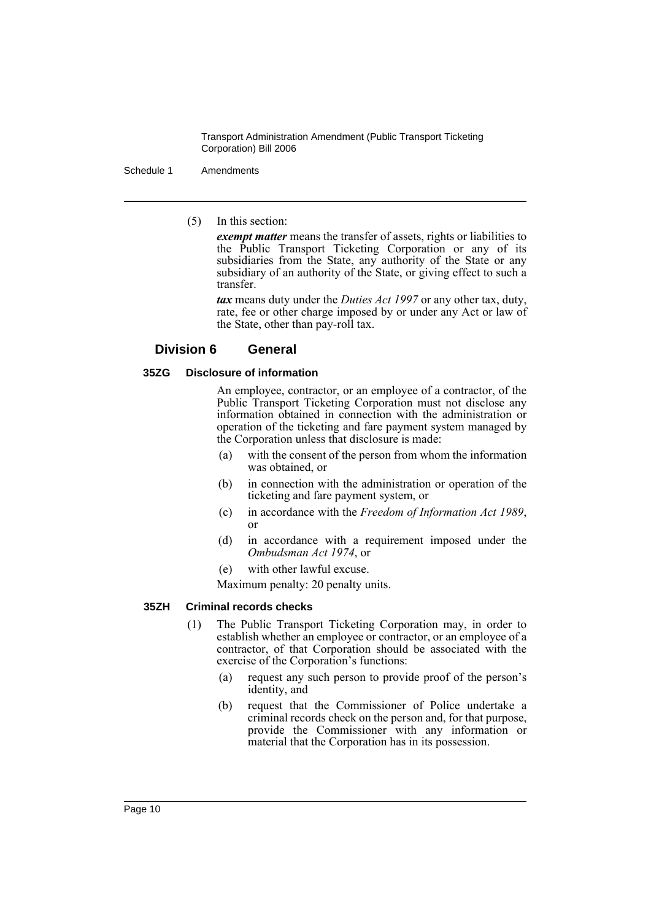(5) In this section:

***exempt matter*** means the transfer of assets, rights or liabilities to the Public Transport Ticketing Corporation or any of its subsidiaries from the State, any authority of the State or any subsidiary of an authority of the State, or giving effect to such a transfer.

***tax*** means duty under the *Duties Act 1997* or any other tax, duty, rate, fee or other charge imposed by or under any Act or law of the State, other than pay-roll tax.

## Division 6 General

### 35ZG Disclosure of information

An employee, contractor, or an employee of a contractor, of the Public Transport Ticketing Corporation must not disclose any information obtained in connection with the administration or operation of the ticketing and fare payment system managed by the Corporation unless that disclosure is made:

- (a) with the consent of the person from whom the information was obtained, or
- (b) in connection with the administration or operation of the ticketing and fare payment system, or
- (c) in accordance with the *Freedom of Information Act 1989*, or
- (d) in accordance with a requirement imposed under the *Ombudsman Act 1974*, or
- (e) with other lawful excuse.

Maximum penalty: 20 penalty units.

### 35ZH Criminal records checks

(1) The Public Transport Ticketing Corporation may, in order to establish whether an employee or contractor, or an employee of a contractor, of that Corporation should be associated with the exercise of the Corporation's functions:

- (a) request any such person to provide proof of the person's identity, and
- (b) request that the Commissioner of Police undertake a criminal records check on the person and, for that purpose, provide the Commissioner with any information or material that the Corporation has in its possession.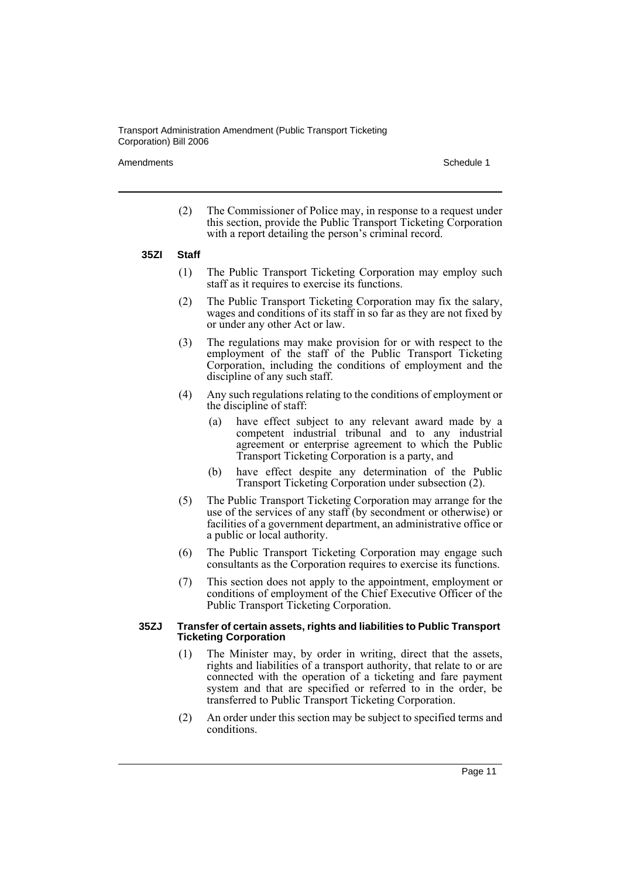(2) The Commissioner of Police may, in response to a request under this section, provide the Public Transport Ticketing Corporation with a report detailing the person's criminal record.

#### 35ZI Staff

(1) The Public Transport Ticketing Corporation may employ such staff as it requires to exercise its functions.

(2) The Public Transport Ticketing Corporation may fix the salary, wages and conditions of its staff in so far as they are not fixed by or under any other Act or law.

(3) The regulations may make provision for or with respect to the employment of the staff of the Public Transport Ticketing Corporation, including the conditions of employment and the discipline of any such staff.

(4) Any such regulations relating to the conditions of employment or the discipline of staff:

- (a) have effect subject to any relevant award made by a competent industrial tribunal and to any industrial agreement or enterprise agreement to which the Public Transport Ticketing Corporation is a party, and
- (b) have effect despite any determination of the Public Transport Ticketing Corporation under subsection (2).

(5) The Public Transport Ticketing Corporation may arrange for the use of the services of any staff (by secondment or otherwise) or facilities of a government department, an administrative office or a public or local authority.

(6) The Public Transport Ticketing Corporation may engage such consultants as the Corporation requires to exercise its functions.

(7) This section does not apply to the appointment, employment or conditions of employment of the Chief Executive Officer of the Public Transport Ticketing Corporation.

#### 35ZJ Transfer of certain assets, rights and liabilities to Public Transport Ticketing Corporation

(1) The Minister may, by order in writing, direct that the assets, rights and liabilities of a transport authority, that relate to or are connected with the operation of a ticketing and fare payment system and that are specified or referred to in the order, be transferred to Public Transport Ticketing Corporation.

(2) An order under this section may be subject to specified terms and conditions.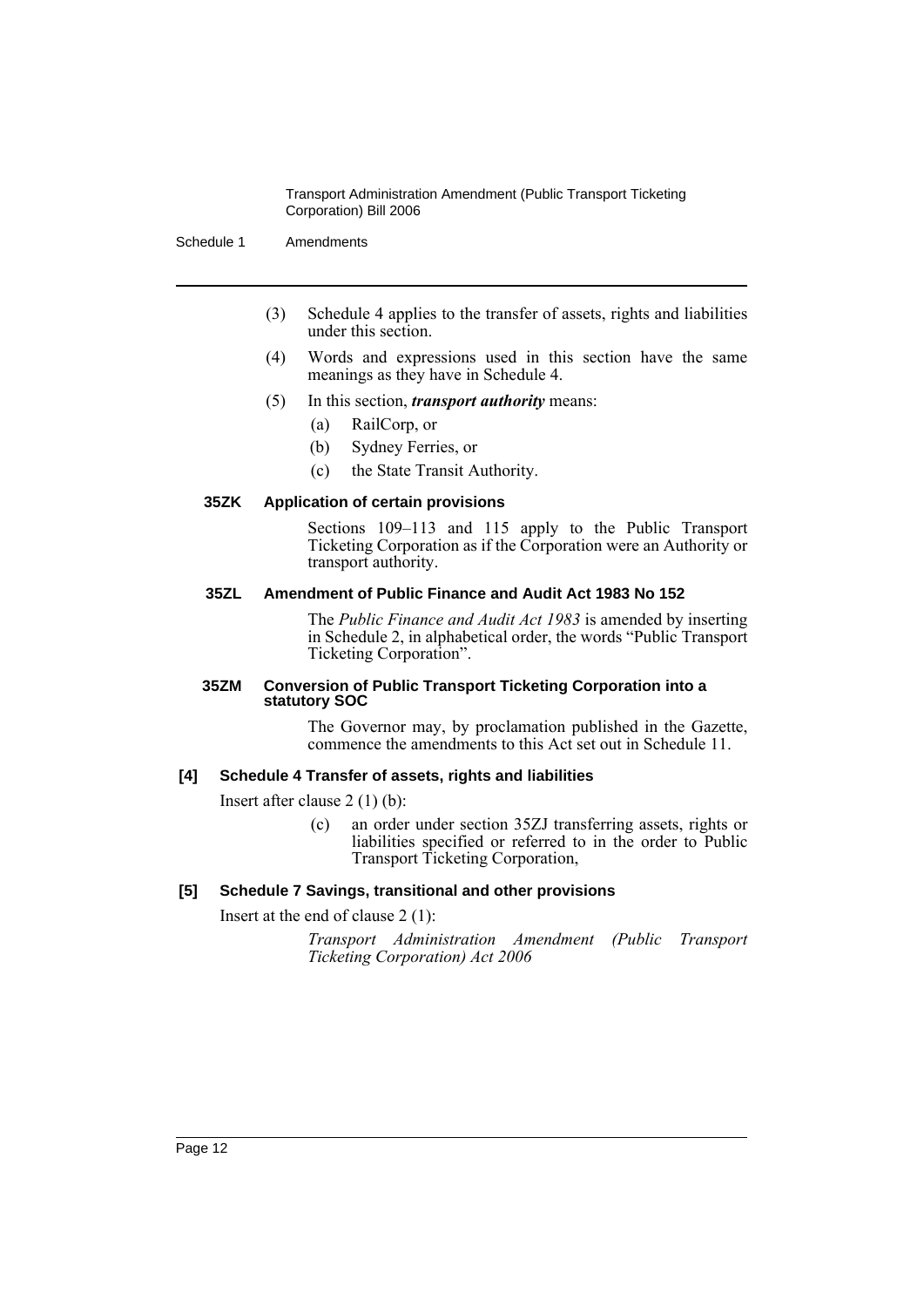(3) Schedule 4 applies to the transfer of assets, rights and liabilities under this section.

(4) Words and expressions used in this section have the same meanings as they have in Schedule 4.

(5) In this section, ***transport authority*** means:

(a) RailCorp, or

(b) Sydney Ferries, or

(c) the State Transit Authority.

#### 35ZK Application of certain provisions

Sections 109–113 and 115 apply to the Public Transport Ticketing Corporation as if the Corporation were an Authority or transport authority.

#### 35ZL Amendment of Public Finance and Audit Act 1983 No 152

The *Public Finance and Audit Act 1983* is amended by inserting in Schedule 2, in alphabetical order, the words "Public Transport Ticketing Corporation".

#### 35ZM Conversion of Public Transport Ticketing Corporation into a statutory SOC

The Governor may, by proclamation published in the Gazette, commence the amendments to this Act set out in Schedule 11.

### [4] Schedule 4 Transfer of assets, rights and liabilities

Insert after clause 2 (1) (b):

(c) an order under section 35ZJ transferring assets, rights or liabilities specified or referred to in the order to Public Transport Ticketing Corporation,

### [5] Schedule 7 Savings, transitional and other provisions

Insert at the end of clause 2 (1):

*Transport Administration Amendment (Public Transport Ticketing Corporation) Act 2006*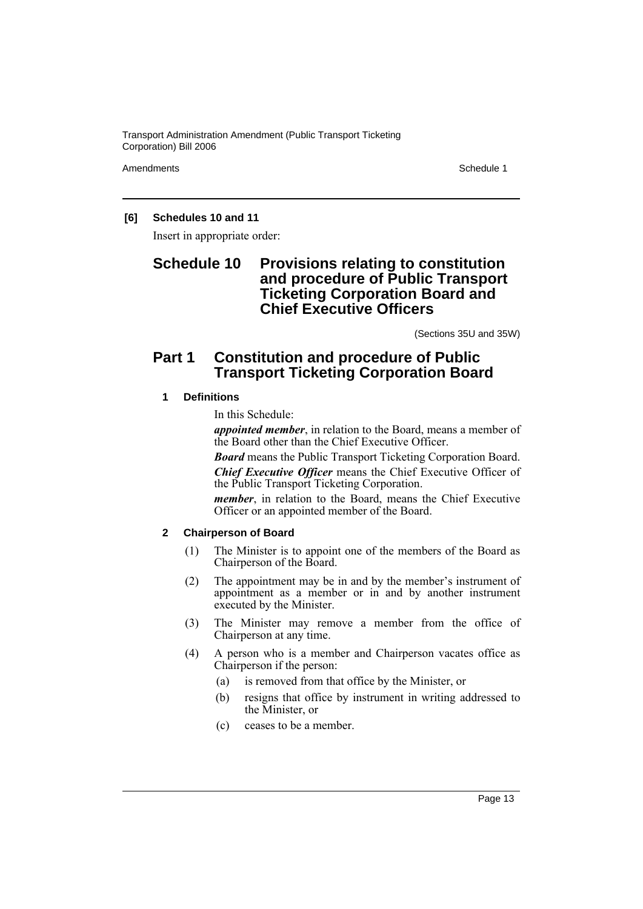**[6] Schedules 10 and 11**

Insert in appropriate order:

# Schedule 10 Provisions relating to constitution and procedure of Public Transport Ticketing Corporation Board and Chief Executive Officers

(Sections 35U and 35W)

## Part 1 Constitution and procedure of Public Transport Ticketing Corporation Board

### 1 Definitions

In this Schedule:

***appointed member***, in relation to the Board, means a member of the Board other than the Chief Executive Officer.

***Board*** means the Public Transport Ticketing Corporation Board.

***Chief Executive Officer*** means the Chief Executive Officer of the Public Transport Ticketing Corporation.

***member***, in relation to the Board, means the Chief Executive Officer or an appointed member of the Board.

### 2 Chairperson of Board

(1) The Minister is to appoint one of the members of the Board as Chairperson of the Board.

(2) The appointment may be in and by the member's instrument of appointment as a member or in and by another instrument executed by the Minister.

(3) The Minister may remove a member from the office of Chairperson at any time.

(4) A person who is a member and Chairperson vacates office as Chairperson if the person:

- (a) is removed from that office by the Minister, or
- (b) resigns that office by instrument in writing addressed to the Minister, or
- (c) ceases to be a member.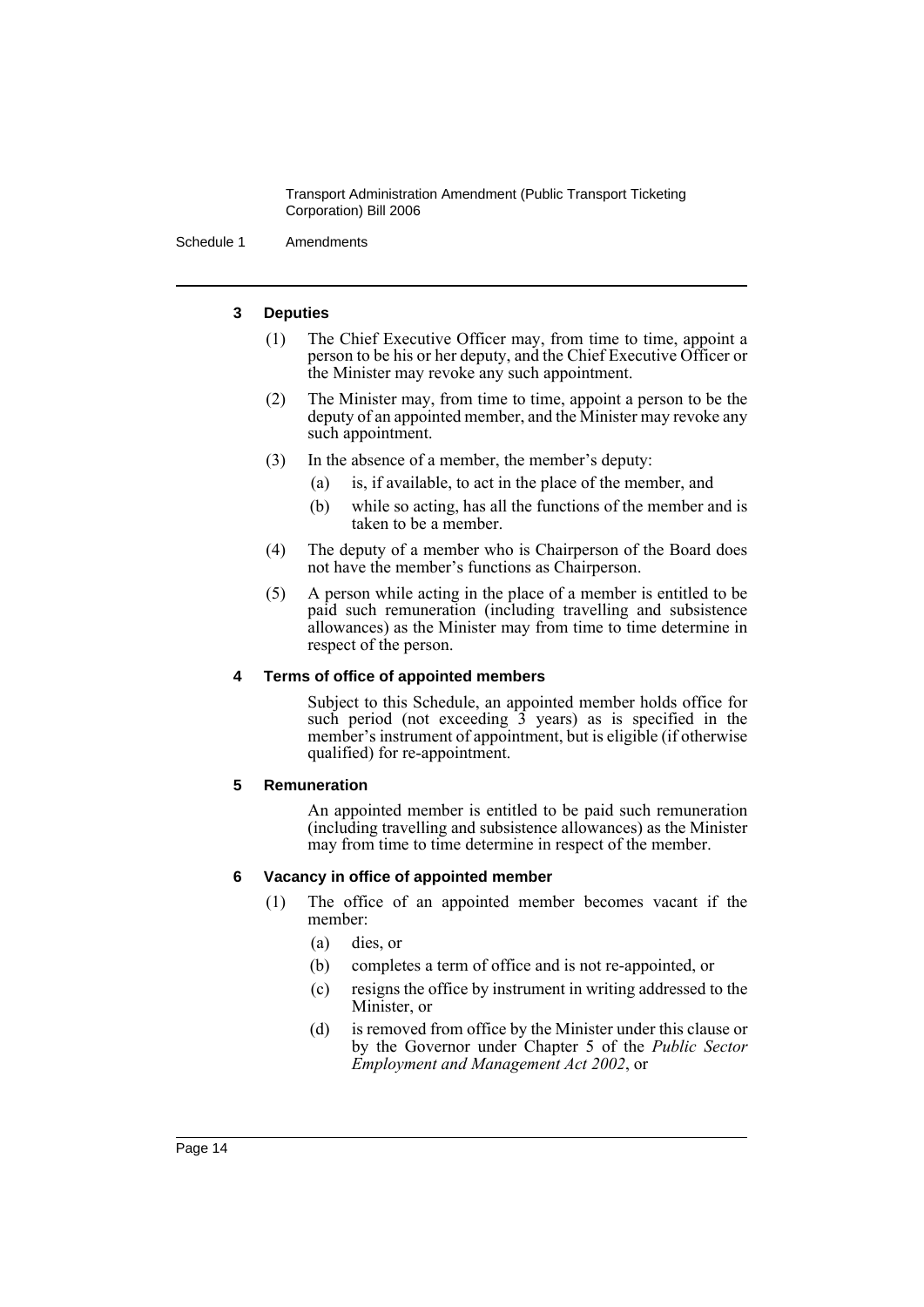### 3 Deputies

(1) The Chief Executive Officer may, from time to time, appoint a person to be his or her deputy, and the Chief Executive Officer or the Minister may revoke any such appointment.

(2) The Minister may, from time to time, appoint a person to be the deputy of an appointed member, and the Minister may revoke any such appointment.

(3) In the absence of a member, the member's deputy:

- (a) is, if available, to act in the place of the member, and
- (b) while so acting, has all the functions of the member and is taken to be a member.

(4) The deputy of a member who is Chairperson of the Board does not have the member's functions as Chairperson.

(5) A person while acting in the place of a member is entitled to be paid such remuneration (including travelling and subsistence allowances) as the Minister may from time to time determine in respect of the person.

### 4 Terms of office of appointed members

Subject to this Schedule, an appointed member holds office for such period (not exceeding 3 years) as is specified in the member's instrument of appointment, but is eligible (if otherwise qualified) for re-appointment.

### 5 Remuneration

An appointed member is entitled to be paid such remuneration (including travelling and subsistence allowances) as the Minister may from time to time determine in respect of the member.

### 6 Vacancy in office of appointed member

(1) The office of an appointed member becomes vacant if the member:

- (a) dies, or
- (b) completes a term of office and is not re-appointed, or
- (c) resigns the office by instrument in writing addressed to the Minister, or
- (d) is removed from office by the Minister under this clause or by the Governor under Chapter 5 of the *Public Sector Employment and Management Act 2002*, or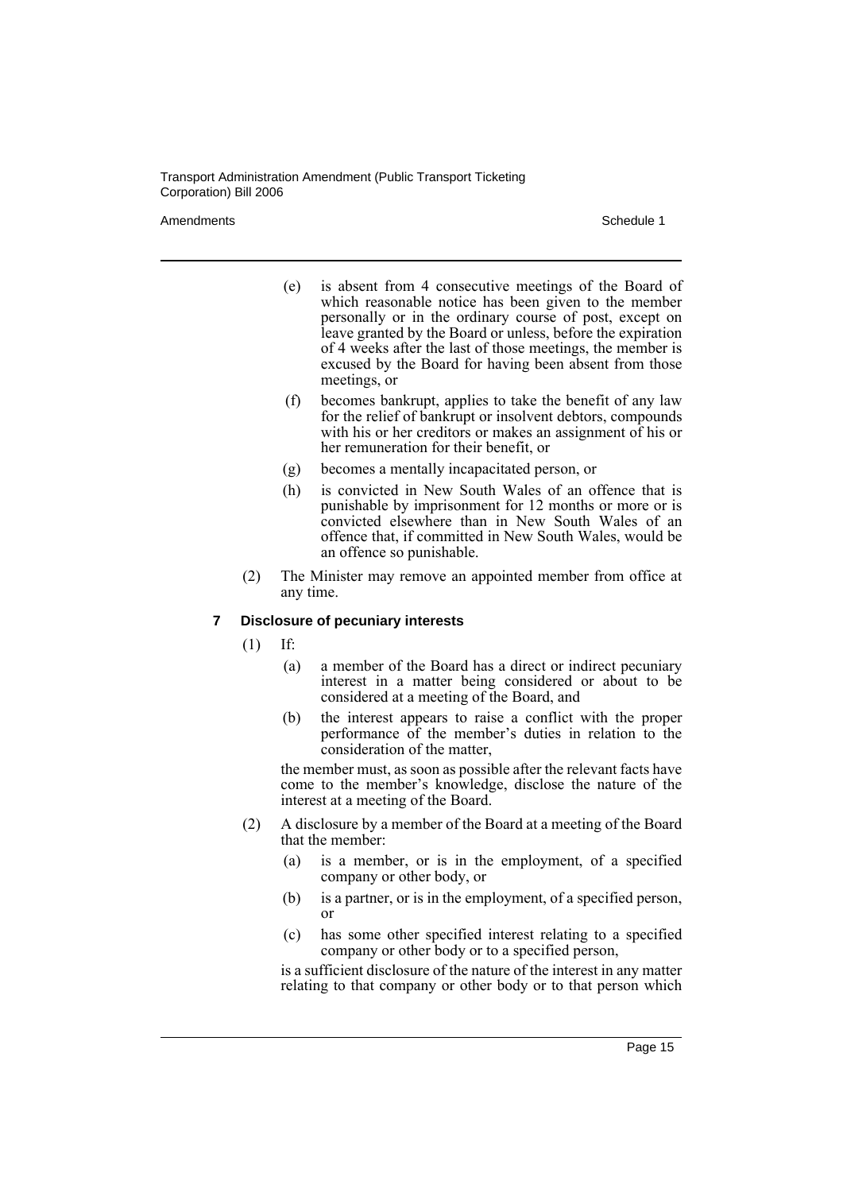(e) is absent from 4 consecutive meetings of the Board of which reasonable notice has been given to the member personally or in the ordinary course of post, except on leave granted by the Board or unless, before the expiration of 4 weeks after the last of those meetings, the member is excused by the Board for having been absent from those meetings, or

(f) becomes bankrupt, applies to take the benefit of any law for the relief of bankrupt or insolvent debtors, compounds with his or her creditors or makes an assignment of his or her remuneration for their benefit, or

(g) becomes a mentally incapacitated person, or

(h) is convicted in New South Wales of an offence that is punishable by imprisonment for 12 months or more or is convicted elsewhere than in New South Wales of an offence that, if committed in New South Wales, would be an offence so punishable.

(2) The Minister may remove an appointed member from office at any time.

### 7 Disclosure of pecuniary interests

(1) If:

(a) a member of the Board has a direct or indirect pecuniary interest in a matter being considered or about to be considered at a meeting of the Board, and

(b) the interest appears to raise a conflict with the proper performance of the member's duties in relation to the consideration of the matter,

the member must, as soon as possible after the relevant facts have come to the member's knowledge, disclose the nature of the interest at a meeting of the Board.

(2) A disclosure by a member of the Board at a meeting of the Board that the member:

(a) is a member, or is in the employment, of a specified company or other body, or

(b) is a partner, or is in the employment, of a specified person, or

(c) has some other specified interest relating to a specified company or other body or to a specified person,

is a sufficient disclosure of the nature of the interest in any matter relating to that company or other body or to that person which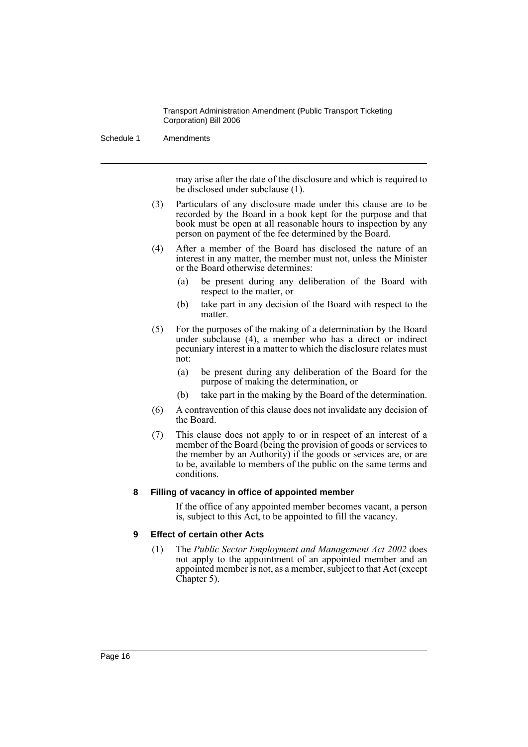may arise after the date of the disclosure and which is required to be disclosed under subclause (1).

(3) Particulars of any disclosure made under this clause are to be recorded by the Board in a book kept for the purpose and that book must be open at all reasonable hours to inspection by any person on payment of the fee determined by the Board.

(4) After a member of the Board has disclosed the nature of an interest in any matter, the member must not, unless the Minister or the Board otherwise determines:

(a) be present during any deliberation of the Board with respect to the matter, or

(b) take part in any decision of the Board with respect to the matter.

(5) For the purposes of the making of a determination by the Board under subclause (4), a member who has a direct or indirect pecuniary interest in a matter to which the disclosure relates must not:

(a) be present during any deliberation of the Board for the purpose of making the determination, or

(b) take part in the making by the Board of the determination.

(6) A contravention of this clause does not invalidate any decision of the Board.

(7) This clause does not apply to or in respect of an interest of a member of the Board (being the provision of goods or services to the member by an Authority) if the goods or services are, or are to be, available to members of the public on the same terms and conditions.

**8 Filling of vacancy in office of appointed member**

If the office of any appointed member becomes vacant, a person is, subject to this Act, to be appointed to fill the vacancy.

**9 Effect of certain other Acts**

(1) The *Public Sector Employment and Management Act 2002* does not apply to the appointment of an appointed member and an appointed member is not, as a member, subject to that Act (except Chapter 5).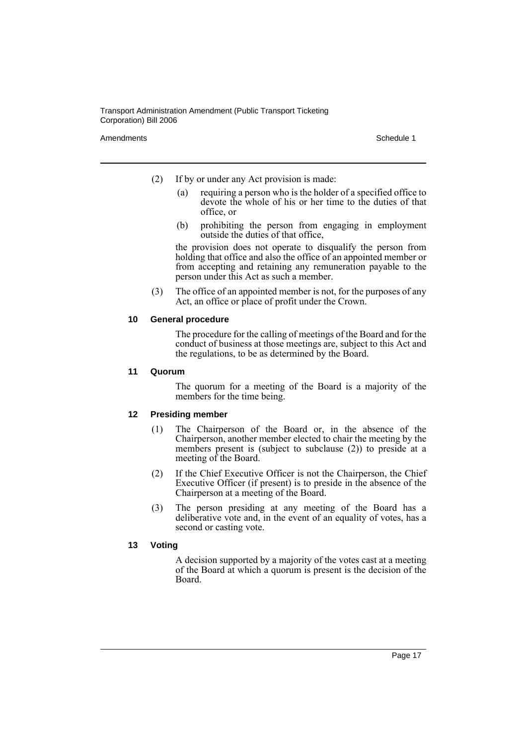(2) If by or under any Act provision is made:

   (a) requiring a person who is the holder of a specified office to devote the whole of his or her time to the duties of that office, or

   (b) prohibiting the person from engaging in employment outside the duties of that office,

   the provision does not operate to disqualify the person from holding that office and also the office of an appointed member or from accepting and retaining any remuneration payable to the person under this Act as such a member.

(3) The office of an appointed member is not, for the purposes of any Act, an office or place of profit under the Crown.

#### 10 General procedure

The procedure for the calling of meetings of the Board and for the conduct of business at those meetings are, subject to this Act and the regulations, to be as determined by the Board.

#### 11 Quorum

The quorum for a meeting of the Board is a majority of the members for the time being.

#### 12 Presiding member

(1) The Chairperson of the Board or, in the absence of the Chairperson, another member elected to chair the meeting by the members present is (subject to subclause (2)) to preside at a meeting of the Board.

(2) If the Chief Executive Officer is not the Chairperson, the Chief Executive Officer (if present) is to preside in the absence of the Chairperson at a meeting of the Board.

(3) The person presiding at any meeting of the Board has a deliberative vote and, in the event of an equality of votes, has a second or casting vote.

#### 13 Voting

A decision supported by a majority of the votes cast at a meeting of the Board at which a quorum is present is the decision of the Board.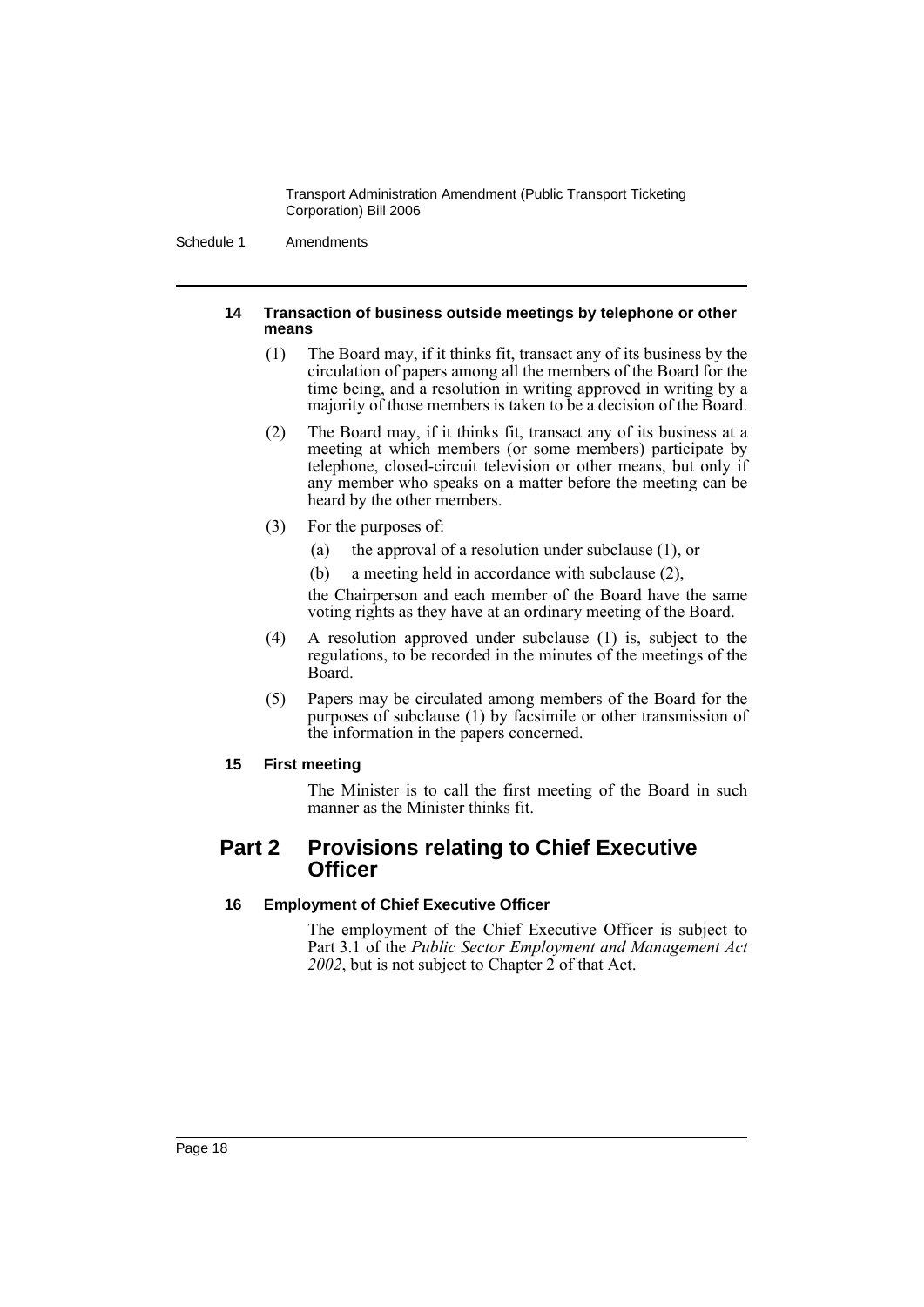#### 14 Transaction of business outside meetings by telephone or other means

(1) The Board may, if it thinks fit, transact any of its business by the circulation of papers among all the members of the Board for the time being, and a resolution in writing approved in writing by a majority of those members is taken to be a decision of the Board.

(2) The Board may, if it thinks fit, transact any of its business at a meeting at which members (or some members) participate by telephone, closed-circuit television or other means, but only if any member who speaks on a matter before the meeting can be heard by the other members.

(3) For the purposes of:

(a) the approval of a resolution under subclause (1), or

(b) a meeting held in accordance with subclause (2),

the Chairperson and each member of the Board have the same voting rights as they have at an ordinary meeting of the Board.

(4) A resolution approved under subclause (1) is, subject to the regulations, to be recorded in the minutes of the meetings of the Board.

(5) Papers may be circulated among members of the Board for the purposes of subclause (1) by facsimile or other transmission of the information in the papers concerned.

#### 15 First meeting

The Minister is to call the first meeting of the Board in such manner as the Minister thinks fit.

## Part 2 Provisions relating to Chief Executive Officer

#### 16 Employment of Chief Executive Officer

The employment of the Chief Executive Officer is subject to Part 3.1 of the *Public Sector Employment and Management Act 2002*, but is not subject to Chapter 2 of that Act.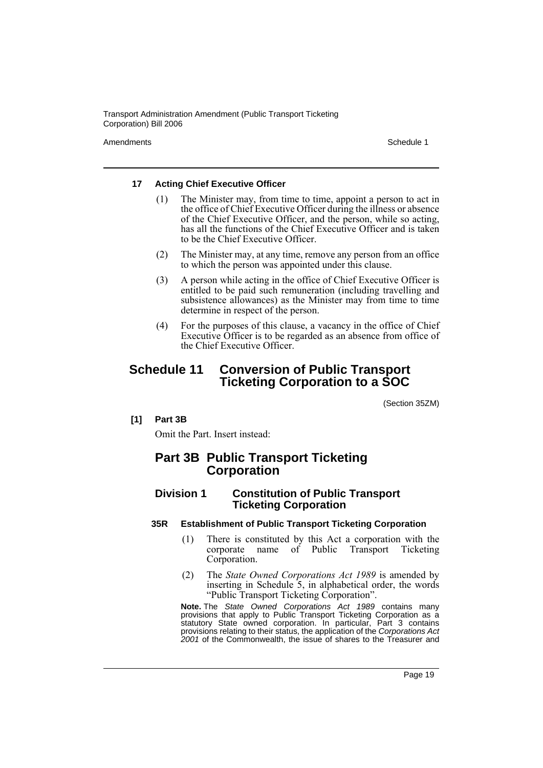#### 17 Acting Chief Executive Officer

(1) The Minister may, from time to time, appoint a person to act in the office of Chief Executive Officer during the illness or absence of the Chief Executive Officer, and the person, while so acting, has all the functions of the Chief Executive Officer and is taken to be the Chief Executive Officer.

(2) The Minister may, at any time, remove any person from an office to which the person was appointed under this clause.

(3) A person while acting in the office of Chief Executive Officer is entitled to be paid such remuneration (including travelling and subsistence allowances) as the Minister may from time to time determine in respect of the person.

(4) For the purposes of this clause, a vacancy in the office of Chief Executive Officer is to be regarded as an absence from office of the Chief Executive Officer.

## Schedule 11 Conversion of Public Transport Ticketing Corporation to a SOC

(Section 35ZM)

**[1] Part 3B**

Omit the Part. Insert instead:

## Part 3B Public Transport Ticketing Corporation

### Division 1 Constitution of Public Transport Ticketing Corporation

#### 35R Establishment of Public Transport Ticketing Corporation

(1) There is constituted by this Act a corporation with the corporate name of Public Transport Ticketing Corporation.

(2) The *State Owned Corporations Act 1989* is amended by inserting in Schedule 5, in alphabetical order, the words "Public Transport Ticketing Corporation".

**Note.** The *State Owned Corporations Act 1989* contains many provisions that apply to Public Transport Ticketing Corporation as a statutory State owned corporation. In particular, Part 3 contains provisions relating to their status, the application of the *Corporations Act 2001* of the Commonwealth, the issue of shares to the Treasurer and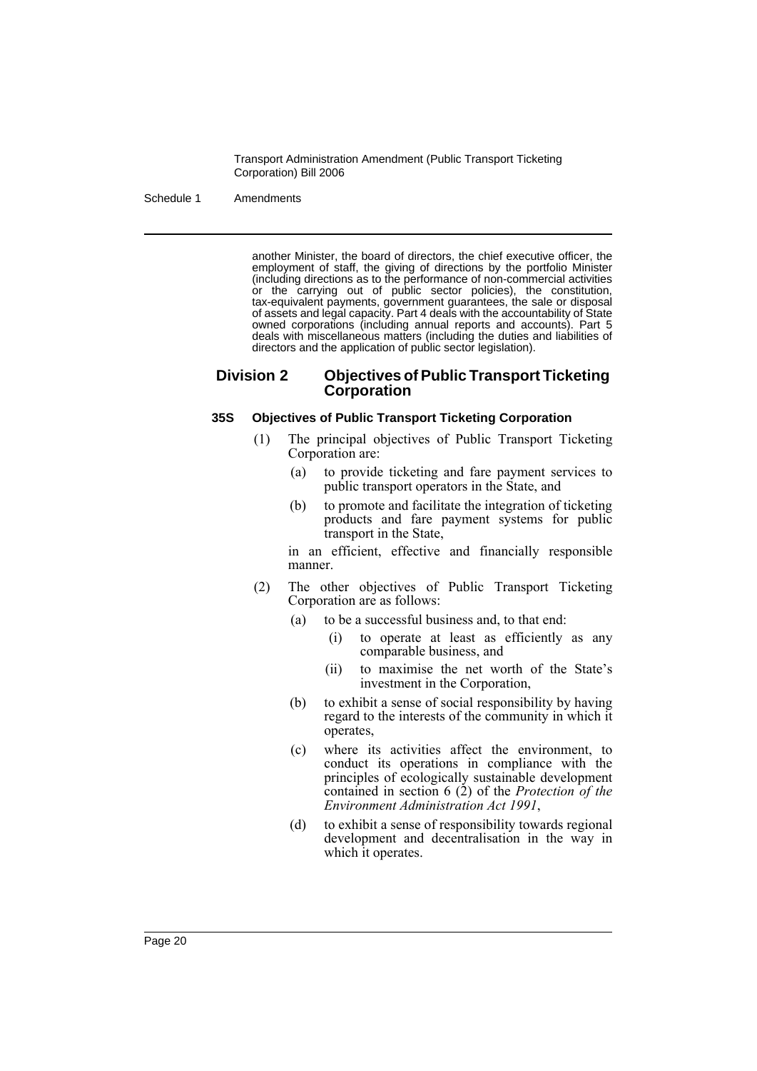another Minister, the board of directors, the chief executive officer, the employment of staff, the giving of directions by the portfolio Minister (including directions as to the performance of non-commercial activities or the carrying out of public sector policies), the constitution, tax-equivalent payments, government guarantees, the sale or disposal of assets and legal capacity. Part 4 deals with the accountability of State owned corporations (including annual reports and accounts). Part 5 deals with miscellaneous matters (including the duties and liabilities of directors and the application of public sector legislation).

## Division 2 Objectives of Public Transport Ticketing Corporation

### 35S Objectives of Public Transport Ticketing Corporation

(1) The principal objectives of Public Transport Ticketing Corporation are:

(a) to provide ticketing and fare payment services to public transport operators in the State, and

(b) to promote and facilitate the integration of ticketing products and fare payment systems for public transport in the State,

in an efficient, effective and financially responsible manner.

(2) The other objectives of Public Transport Ticketing Corporation are as follows:

(a) to be a successful business and, to that end:

(i) to operate at least as efficiently as any comparable business, and

(ii) to maximise the net worth of the State's investment in the Corporation,

(b) to exhibit a sense of social responsibility by having regard to the interests of the community in which it operates,

(c) where its activities affect the environment, to conduct its operations in compliance with the principles of ecologically sustainable development contained in section 6 (2) of the *Protection of the Environment Administration Act 1991*,

(d) to exhibit a sense of responsibility towards regional development and decentralisation in the way in which it operates.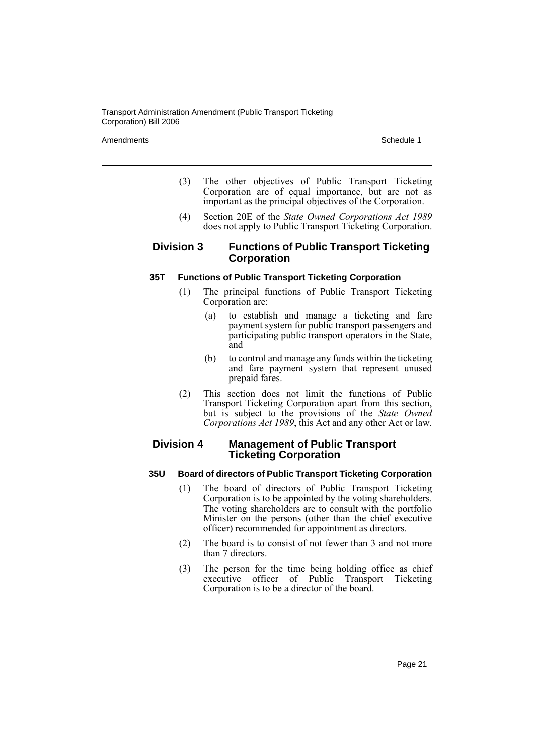(3) The other objectives of Public Transport Ticketing Corporation are of equal importance, but are not as important as the principal objectives of the Corporation.

(4) Section 20E of the *State Owned Corporations Act 1989* does not apply to Public Transport Ticketing Corporation.

## Division 3 Functions of Public Transport Ticketing Corporation

### 35T Functions of Public Transport Ticketing Corporation

(1) The principal functions of Public Transport Ticketing Corporation are:

(a) to establish and manage a ticketing and fare payment system for public transport passengers and participating public transport operators in the State, and

(b) to control and manage any funds within the ticketing and fare payment system that represent unused prepaid fares.

(2) This section does not limit the functions of Public Transport Ticketing Corporation apart from this section, but is subject to the provisions of the *State Owned Corporations Act 1989*, this Act and any other Act or law.

## Division 4 Management of Public Transport Ticketing Corporation

### 35U Board of directors of Public Transport Ticketing Corporation

(1) The board of directors of Public Transport Ticketing Corporation is to be appointed by the voting shareholders. The voting shareholders are to consult with the portfolio Minister on the persons (other than the chief executive officer) recommended for appointment as directors.

(2) The board is to consist of not fewer than 3 and not more than 7 directors.

(3) The person for the time being holding office as chief executive officer of Public Transport Ticketing Corporation is to be a director of the board.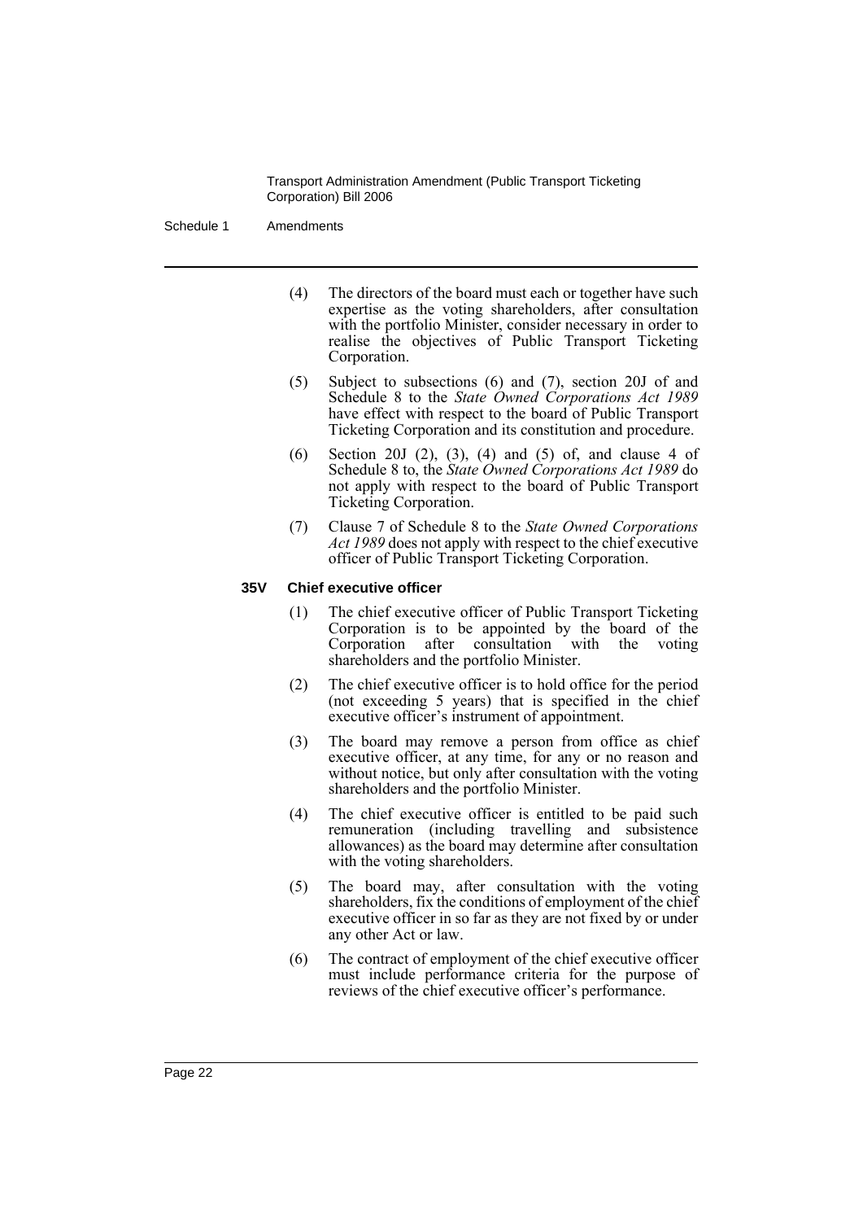(4) The directors of the board must each or together have such expertise as the voting shareholders, after consultation with the portfolio Minister, consider necessary in order to realise the objectives of Public Transport Ticketing Corporation.

(5) Subject to subsections (6) and (7), section 20J of and Schedule 8 to the *State Owned Corporations Act 1989* have effect with respect to the board of Public Transport Ticketing Corporation and its constitution and procedure.

(6) Section 20J (2), (3), (4) and (5) of, and clause 4 of Schedule 8 to, the *State Owned Corporations Act 1989* do not apply with respect to the board of Public Transport Ticketing Corporation.

(7) Clause 7 of Schedule 8 to the *State Owned Corporations Act 1989* does not apply with respect to the chief executive officer of Public Transport Ticketing Corporation.

**35V Chief executive officer**

(1) The chief executive officer of Public Transport Ticketing Corporation is to be appointed by the board of the Corporation after consultation with the voting shareholders and the portfolio Minister.

(2) The chief executive officer is to hold office for the period (not exceeding 5 years) that is specified in the chief executive officer's instrument of appointment.

(3) The board may remove a person from office as chief executive officer, at any time, for any or no reason and without notice, but only after consultation with the voting shareholders and the portfolio Minister.

(4) The chief executive officer is entitled to be paid such remuneration (including travelling and subsistence allowances) as the board may determine after consultation with the voting shareholders.

(5) The board may, after consultation with the voting shareholders, fix the conditions of employment of the chief executive officer in so far as they are not fixed by or under any other Act or law.

(6) The contract of employment of the chief executive officer must include performance criteria for the purpose of reviews of the chief executive officer's performance.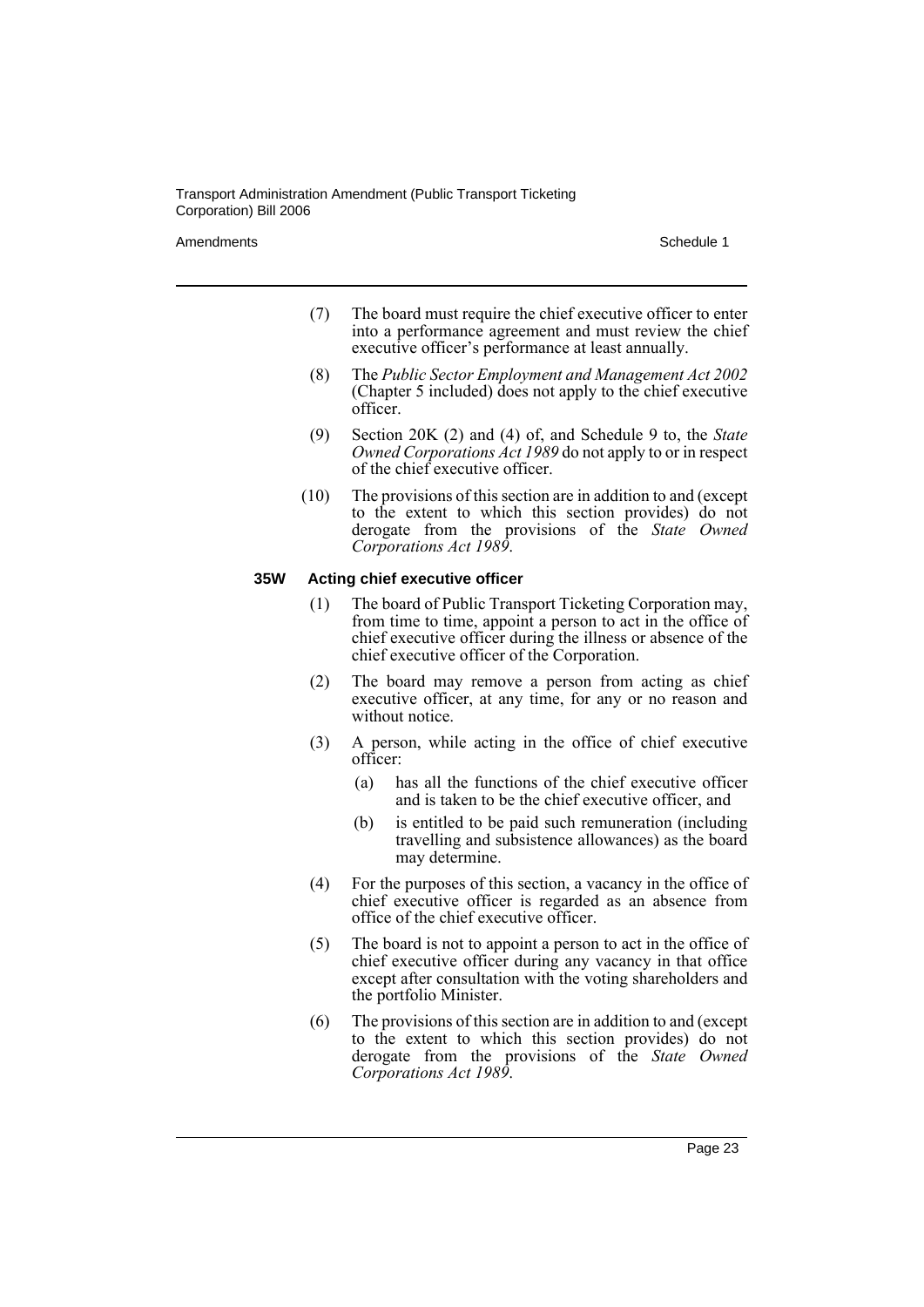(7) The board must require the chief executive officer to enter into a performance agreement and must review the chief executive officer's performance at least annually.

(8) The *Public Sector Employment and Management Act 2002* (Chapter 5 included) does not apply to the chief executive officer.

(9) Section 20K (2) and (4) of, and Schedule 9 to, the *State Owned Corporations Act 1989* do not apply to or in respect of the chief executive officer.

(10) The provisions of this section are in addition to and (except to the extent to which this section provides) do not derogate from the provisions of the *State Owned Corporations Act 1989*.

#### 35W Acting chief executive officer

(1) The board of Public Transport Ticketing Corporation may, from time to time, appoint a person to act in the office of chief executive officer during the illness or absence of the chief executive officer of the Corporation.

(2) The board may remove a person from acting as chief executive officer, at any time, for any or no reason and without notice.

(3) A person, while acting in the office of chief executive officer:

- (a) has all the functions of the chief executive officer and is taken to be the chief executive officer, and
- (b) is entitled to be paid such remuneration (including travelling and subsistence allowances) as the board may determine.

(4) For the purposes of this section, a vacancy in the office of chief executive officer is regarded as an absence from office of the chief executive officer.

(5) The board is not to appoint a person to act in the office of chief executive officer during any vacancy in that office except after consultation with the voting shareholders and the portfolio Minister.

(6) The provisions of this section are in addition to and (except to the extent to which this section provides) do not derogate from the provisions of the *State Owned Corporations Act 1989*.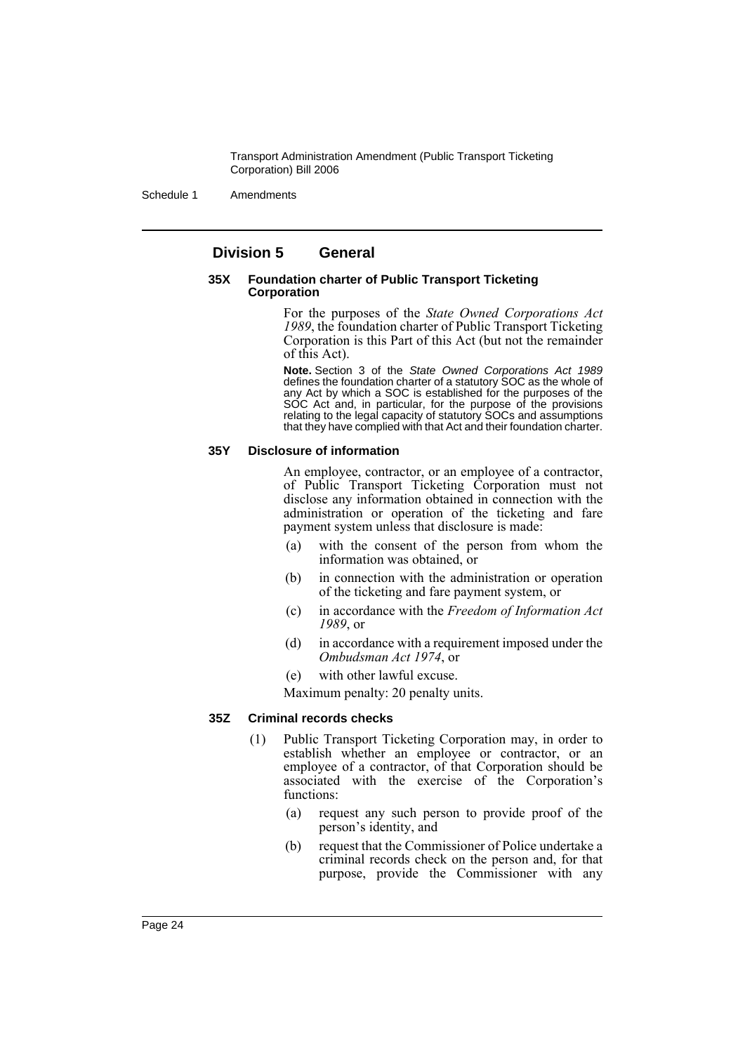## Division 5 General

#### 35X Foundation charter of Public Transport Ticketing Corporation

For the purposes of the *State Owned Corporations Act 1989*, the foundation charter of Public Transport Ticketing Corporation is this Part of this Act (but not the remainder of this Act).

**Note.** Section 3 of the *State Owned Corporations Act 1989* defines the foundation charter of a statutory SOC as the whole of any Act by which a SOC is established for the purposes of the SOC Act and, in particular, for the purpose of the provisions relating to the legal capacity of statutory SOCs and assumptions that they have complied with that Act and their foundation charter.

#### 35Y Disclosure of information

An employee, contractor, or an employee of a contractor, of Public Transport Ticketing Corporation must not disclose any information obtained in connection with the administration or operation of the ticketing and fare payment system unless that disclosure is made:

- (a) with the consent of the person from whom the information was obtained, or
- (b) in connection with the administration or operation of the ticketing and fare payment system, or
- (c) in accordance with the *Freedom of Information Act 1989*, or
- (d) in accordance with a requirement imposed under the *Ombudsman Act 1974*, or
- (e) with other lawful excuse.

Maximum penalty: 20 penalty units.

#### 35Z Criminal records checks

(1) Public Transport Ticketing Corporation may, in order to establish whether an employee or contractor, or an employee of a contractor, of that Corporation should be associated with the exercise of the Corporation's functions:

- (a) request any such person to provide proof of the person's identity, and
- (b) request that the Commissioner of Police undertake a criminal records check on the person and, for that purpose, provide the Commissioner with any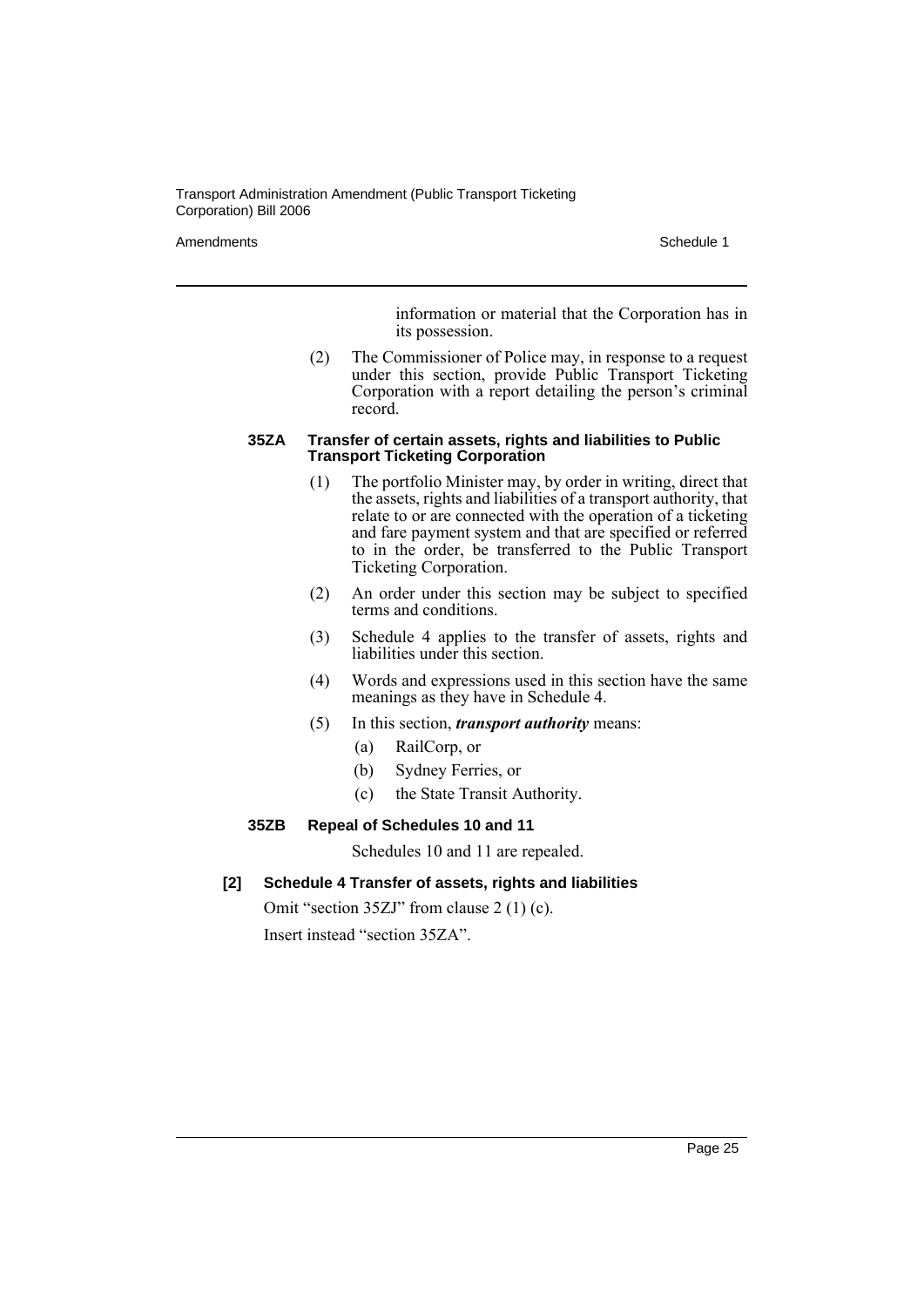information or material that the Corporation has in its possession.

(2) The Commissioner of Police may, in response to a request under this section, provide Public Transport Ticketing Corporation with a report detailing the person's criminal record.

#### 35ZA Transfer of certain assets, rights and liabilities to Public Transport Ticketing Corporation

(1) The portfolio Minister may, by order in writing, direct that the assets, rights and liabilities of a transport authority, that relate to or are connected with the operation of a ticketing and fare payment system and that are specified or referred to in the order, be transferred to the Public Transport Ticketing Corporation.

(2) An order under this section may be subject to specified terms and conditions.

(3) Schedule 4 applies to the transfer of assets, rights and liabilities under this section.

(4) Words and expressions used in this section have the same meanings as they have in Schedule 4.

(5) In this section, ***transport authority*** means:

- (a) RailCorp, or
- (b) Sydney Ferries, or
- (c) the State Transit Authority.

#### 35ZB Repeal of Schedules 10 and 11

Schedules 10 and 11 are repealed.

### [2] Schedule 4 Transfer of assets, rights and liabilities

Omit "section 35ZJ" from clause 2 (1) (c).

Insert instead "section 35ZA".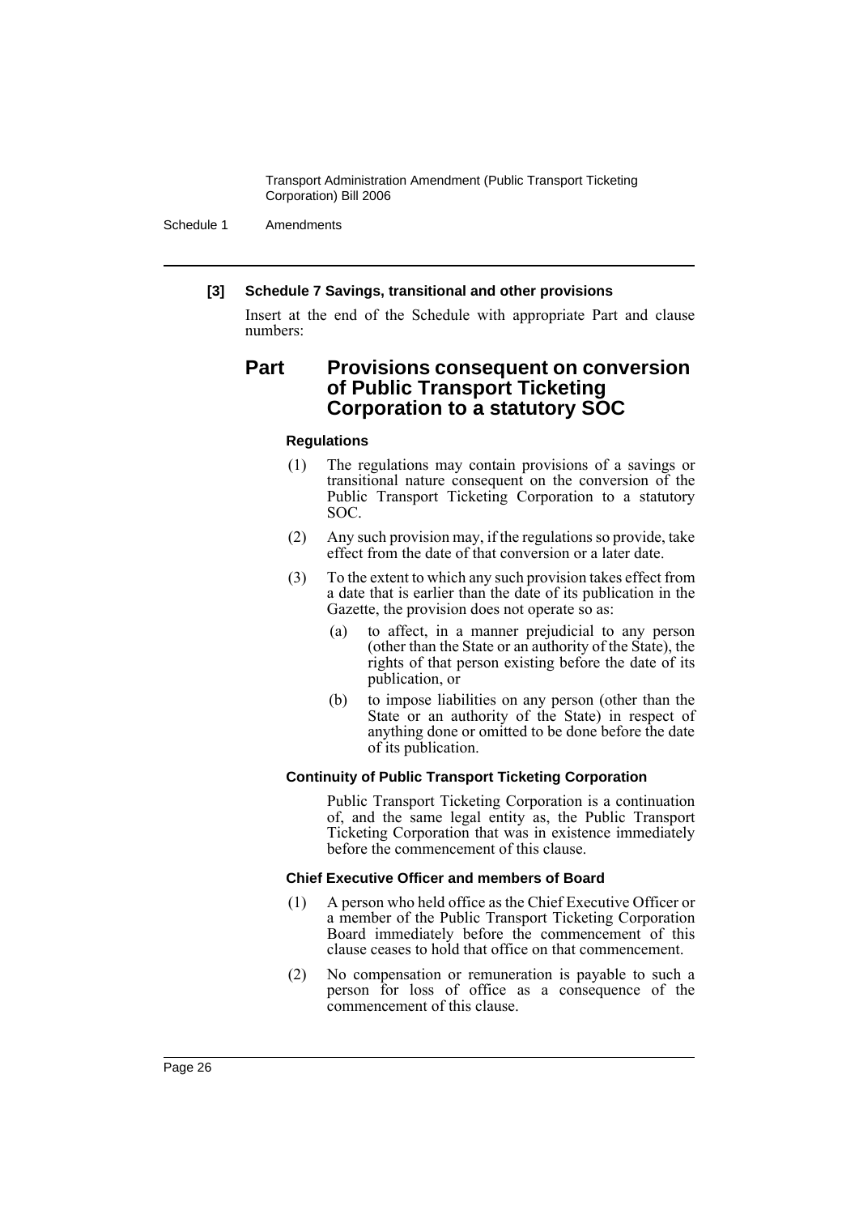**[3] Schedule 7 Savings, transitional and other provisions**

Insert at the end of the Schedule with appropriate Part and clause numbers:

## Part Provisions consequent on conversion of Public Transport Ticketing Corporation to a statutory SOC

#### Regulations

(1) The regulations may contain provisions of a savings or transitional nature consequent on the conversion of the Public Transport Ticketing Corporation to a statutory SOC.

(2) Any such provision may, if the regulations so provide, take effect from the date of that conversion or a later date.

(3) To the extent to which any such provision takes effect from a date that is earlier than the date of its publication in the Gazette, the provision does not operate so as:

- (a) to affect, in a manner prejudicial to any person (other than the State or an authority of the State), the rights of that person existing before the date of its publication, or
- (b) to impose liabilities on any person (other than the State or an authority of the State) in respect of anything done or omitted to be done before the date of its publication.

#### Continuity of Public Transport Ticketing Corporation

Public Transport Ticketing Corporation is a continuation of, and the same legal entity as, the Public Transport Ticketing Corporation that was in existence immediately before the commencement of this clause.

#### Chief Executive Officer and members of Board

(1) A person who held office as the Chief Executive Officer or a member of the Public Transport Ticketing Corporation Board immediately before the commencement of this clause ceases to hold that office on that commencement.

(2) No compensation or remuneration is payable to such a person for loss of office as a consequence of the commencement of this clause.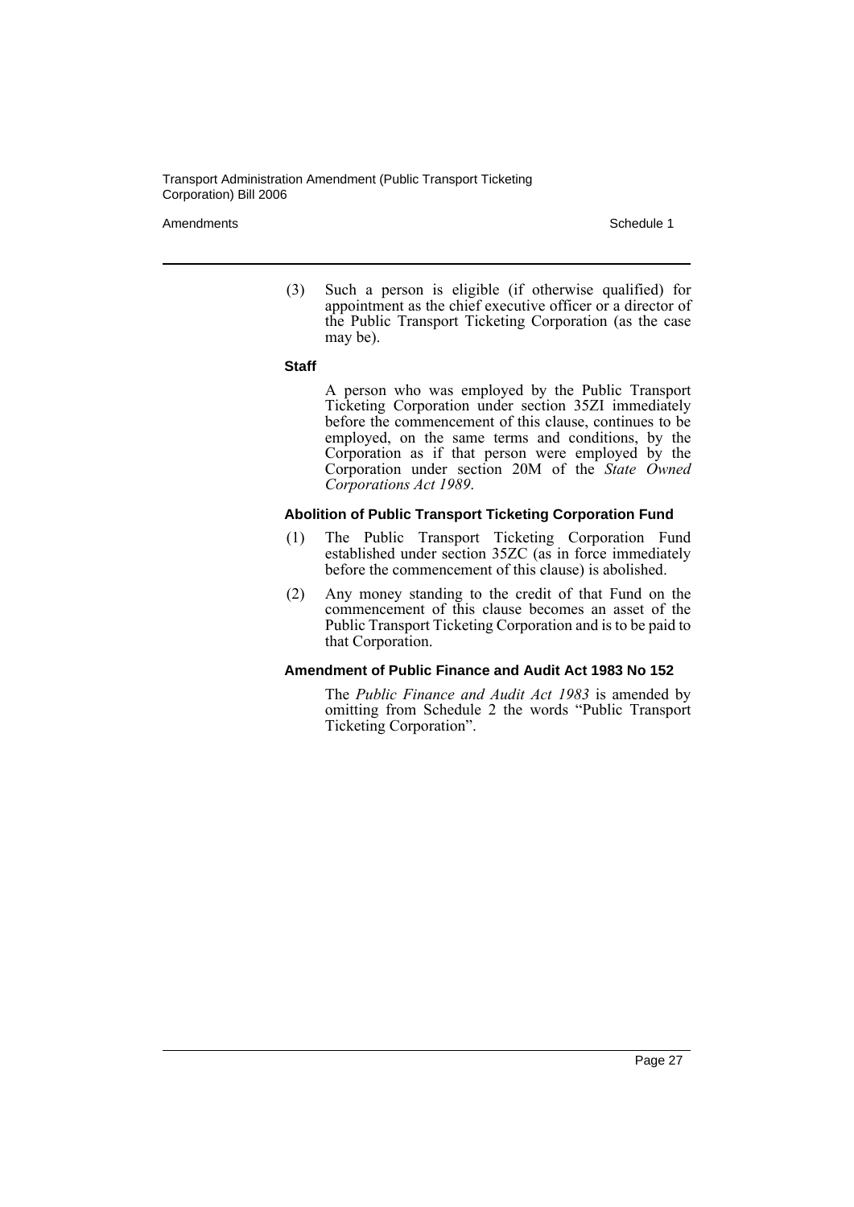(3) Such a person is eligible (if otherwise qualified) for appointment as the chief executive officer or a director of the Public Transport Ticketing Corporation (as the case may be).

**Staff**

A person who was employed by the Public Transport Ticketing Corporation under section 35ZI immediately before the commencement of this clause, continues to be employed, on the same terms and conditions, by the Corporation as if that person were employed by the Corporation under section 20M of the *State Owned Corporations Act 1989*.

**Abolition of Public Transport Ticketing Corporation Fund**

(1) The Public Transport Ticketing Corporation Fund established under section 35ZC (as in force immediately before the commencement of this clause) is abolished.

(2) Any money standing to the credit of that Fund on the commencement of this clause becomes an asset of the Public Transport Ticketing Corporation and is to be paid to that Corporation.

**Amendment of Public Finance and Audit Act 1983 No 152**

The *Public Finance and Audit Act 1983* is amended by omitting from Schedule 2 the words "Public Transport Ticketing Corporation".